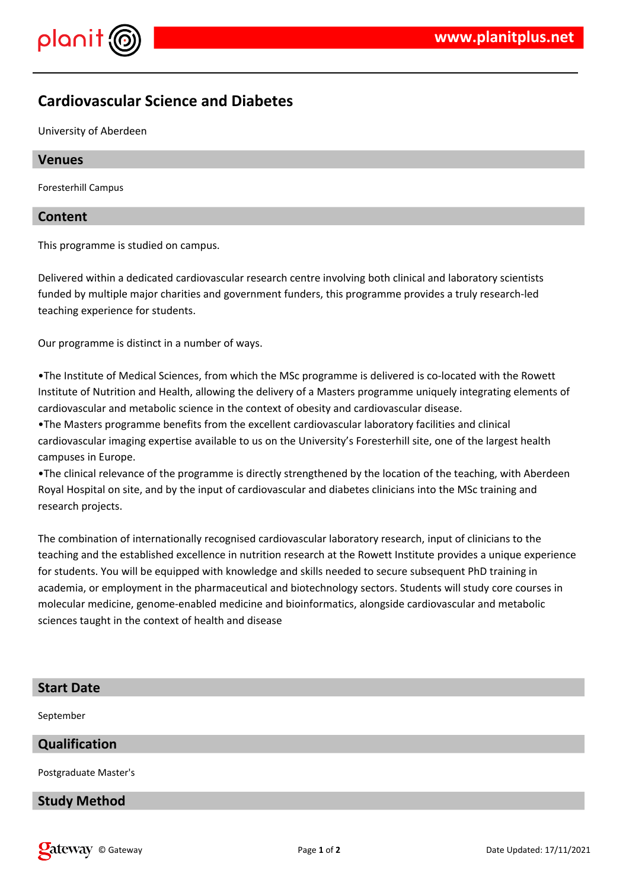# Cardiovascular Science and Diabetes

University of Aberdeen

## Venues

Foresterhill Campus

## Content

This programme is studied on campus.

Delivered within a dedicated cardiovascular research centre involving both clinical and laboratory scientists funded by multiple major charities and government funders, this programme provides a truly research-led teaching experience for students.

Our programme is distinct in a number of ways.

•The Institute of Medical Sciences, from which the MSc programme is delivered is co-located with the Rowett Institute of Nutrition and Health, allowing the delivery of a Masters programme uniquely integrating elements of cardiovascular and metabolic science in the context of obesity and cardiovascular disease.
•The Masters programme benefits from the excellent cardiovascular laboratory facilities and clinical cardiovascular imaging expertise available to us on the University's Foresterhill site, one of the largest health campuses in Europe.
•The clinical relevance of the programme is directly strengthened by the location of the teaching, with Aberdeen Royal Hospital on site, and by the input of cardiovascular and diabetes clinicians into the MSc training and research projects.

The combination of internationally recognised cardiovascular laboratory research, input of clinicians to the teaching and the established excellence in nutrition research at the Rowett Institute provides a unique experience for students. You will be equipped with knowledge and skills needed to secure subsequent PhD training in academia, or employment in the pharmaceutical and biotechnology sectors. Students will study core courses in molecular medicine, genome-enabled medicine and bioinformatics, alongside cardiovascular and metabolic sciences taught in the context of health and disease

## Start Date

September

## Qualification

Postgraduate Master's

## Study Method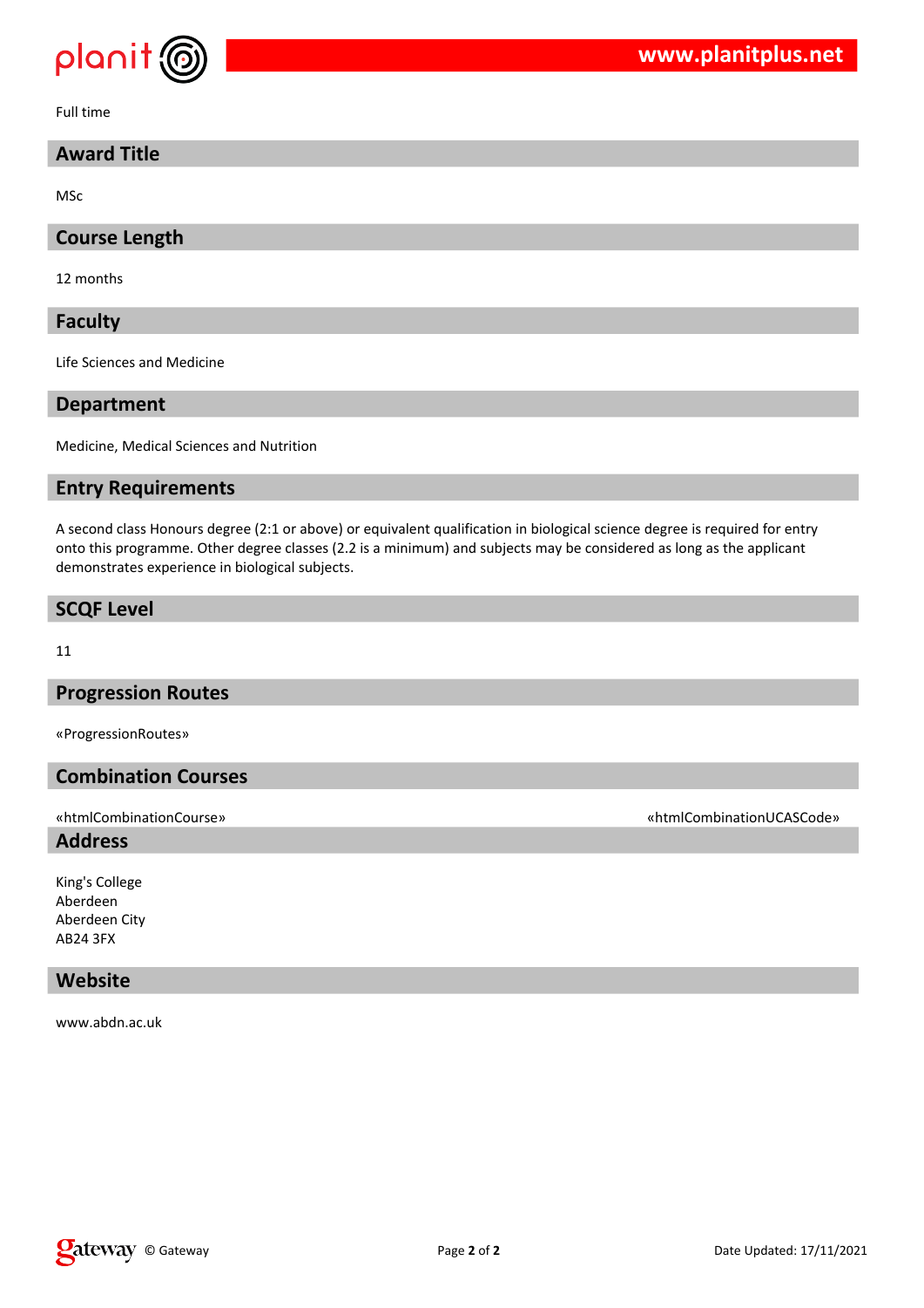Full time

## Award Title

MSc

## Course Length

12 months

## Faculty

Life Sciences and Medicine

## Department

Medicine, Medical Sciences and Nutrition

## Entry Requirements

A second class Honours degree (2:1 or above) or equivalent qualification in biological science degree is required for entry onto this programme. Other degree classes (2.2 is a minimum) and subjects may be considered as long as the applicant demonstrates experience in biological subjects.

## SCQF Level

11

## Progression Routes

«ProgressionRoutes»

## Combination Courses

«htmlCombinationCourse» «htmlCombinationUCASCode»

## Address

King's College
Aberdeen
Aberdeen City
AB24 3FX

## Website

www.abdn.ac.uk